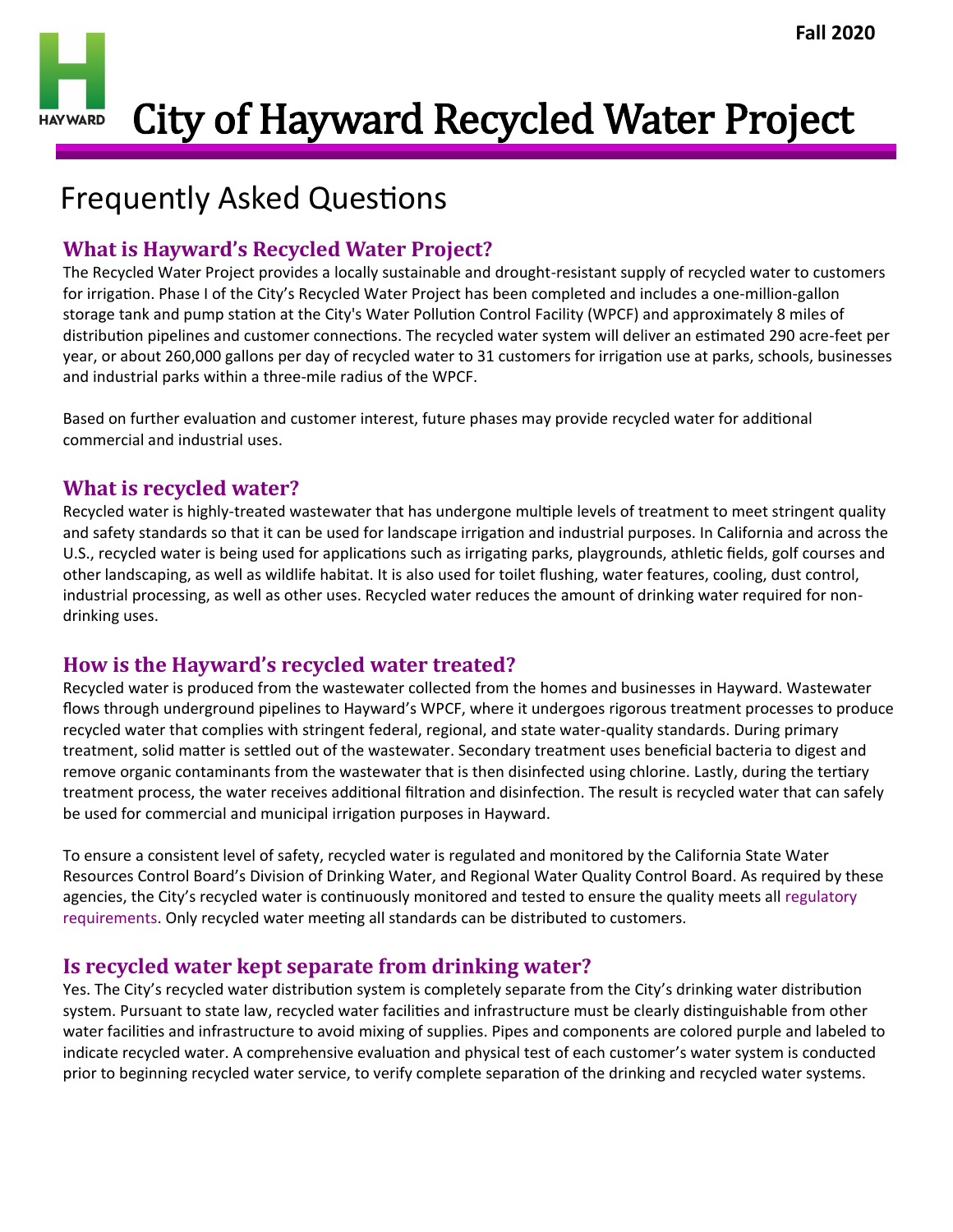Fall 2020

# City of Hayward Recycled Water Project

## Frequently Asked Questions

### What is Hayward's Recycled Water Project?

The Recycled Water Project provides a locally sustainable and drought-resistant supply of recycled water to customers for irrigation. Phase I of the City's Recycled Water Project has been completed and includes a one-million-gallon storage tank and pump station at the City's Water Pollution Control Facility (WPCF) and approximately 8 miles of distribution pipelines and customer connections. The recycled water system will deliver an estimated 290 acre-feet per year, or about 260,000 gallons per day of recycled water to 31 customers for irrigation use at parks, schools, businesses and industrial parks within a three-mile radius of the WPCF.

Based on further evaluation and customer interest, future phases may provide recycled water for additional commercial and industrial uses.

### What is recycled water?

Recycled water is highly-treated wastewater that has undergone multiple levels of treatment to meet stringent quality and safety standards so that it can be used for landscape irrigation and industrial purposes. In California and across the U.S., recycled water is being used for applications such as irrigating parks, playgrounds, athletic fields, golf courses and other landscaping, as well as wildlife habitat. It is also used for toilet flushing, water features, cooling, dust control, industrial processing, as well as other uses. Recycled water reduces the amount of drinking water required for non-drinking uses.

### How is the Hayward's recycled water treated?

Recycled water is produced from the wastewater collected from the homes and businesses in Hayward. Wastewater flows through underground pipelines to Hayward's WPCF, where it undergoes rigorous treatment processes to produce recycled water that complies with stringent federal, regional, and state water-quality standards. During primary treatment, solid matter is settled out of the wastewater. Secondary treatment uses beneficial bacteria to digest and remove organic contaminants from the wastewater that is then disinfected using chlorine. Lastly, during the tertiary treatment process, the water receives additional filtration and disinfection. The result is recycled water that can safely be used for commercial and municipal irrigation purposes in Hayward.

To ensure a consistent level of safety, recycled water is regulated and monitored by the California State Water Resources Control Board's Division of Drinking Water, and Regional Water Quality Control Board. As required by these agencies, the City's recycled water is continuously monitored and tested to ensure the quality meets all regulatory requirements. Only recycled water meeting all standards can be distributed to customers.

### Is recycled water kept separate from drinking water?

Yes. The City's recycled water distribution system is completely separate from the City's drinking water distribution system. Pursuant to state law, recycled water facilities and infrastructure must be clearly distinguishable from other water facilities and infrastructure to avoid mixing of supplies. Pipes and components are colored purple and labeled to indicate recycled water. A comprehensive evaluation and physical test of each customer's water system is conducted prior to beginning recycled water service, to verify complete separation of the drinking and recycled water systems.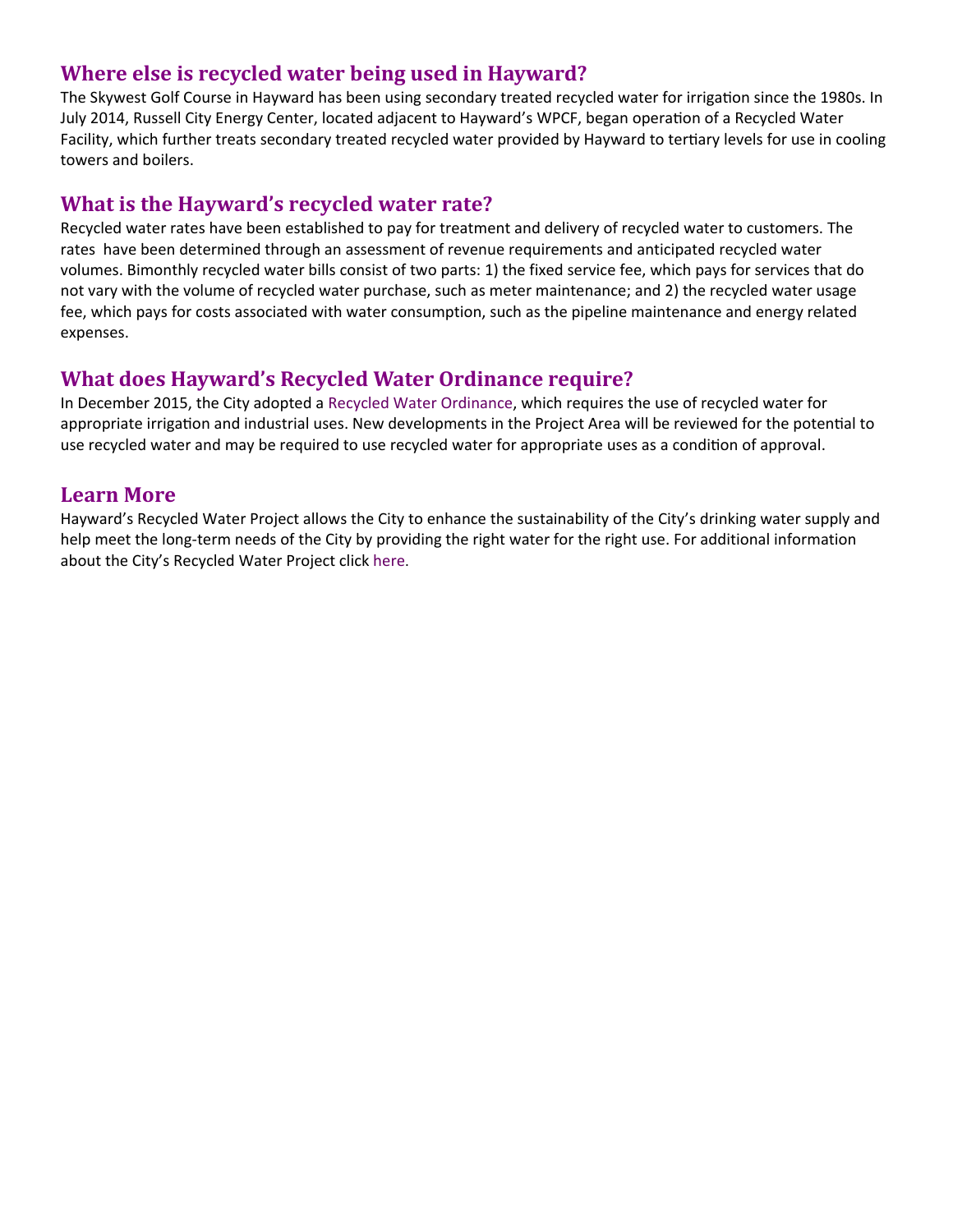## Where else is recycled water being used in Hayward?

The Skywest Golf Course in Hayward has been using secondary treated recycled water for irrigation since the 1980s. In July 2014, Russell City Energy Center, located adjacent to Hayward's WPCF, began operation of a Recycled Water Facility, which further treats secondary treated recycled water provided by Hayward to tertiary levels for use in cooling towers and boilers.

## What is the Hayward's recycled water rate?

Recycled water rates have been established to pay for treatment and delivery of recycled water to customers. The rates have been determined through an assessment of revenue requirements and anticipated recycled water volumes. Bimonthly recycled water bills consist of two parts: 1) the fixed service fee, which pays for services that do not vary with the volume of recycled water purchase, such as meter maintenance; and 2) the recycled water usage fee, which pays for costs associated with water consumption, such as the pipeline maintenance and energy related expenses.

## What does Hayward's Recycled Water Ordinance require?

In December 2015, the City adopted a Recycled Water Ordinance, which requires the use of recycled water for appropriate irrigation and industrial uses. New developments in the Project Area will be reviewed for the potential to use recycled water and may be required to use recycled water for appropriate uses as a condition of approval.

## Learn More

Hayward's Recycled Water Project allows the City to enhance the sustainability of the City's drinking water supply and help meet the long-term needs of the City by providing the right water for the right use. For additional information about the City's Recycled Water Project click here.